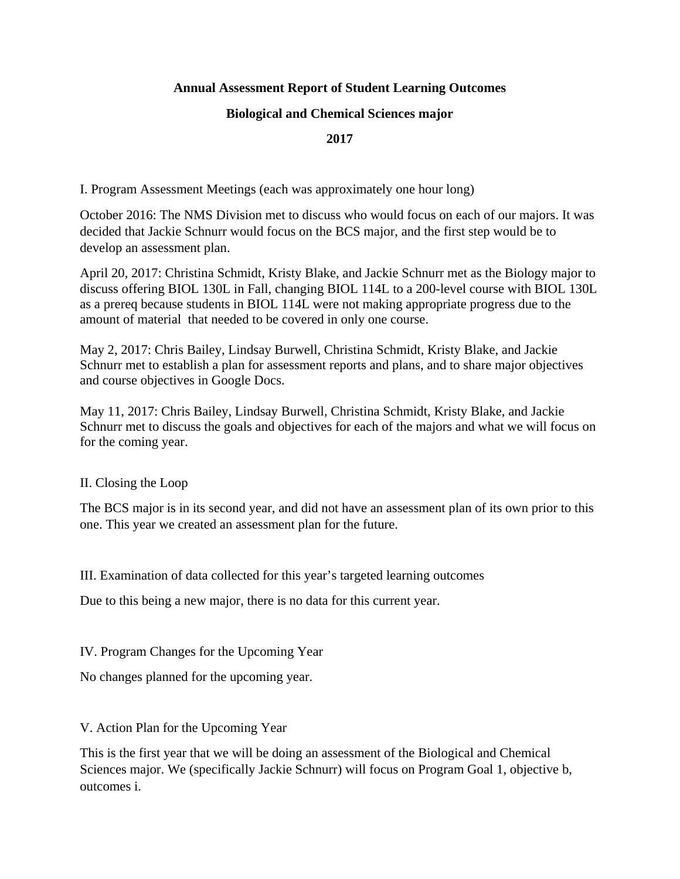# Annual Assessment Report of Student Learning Outcomes

## Biological and Chemical Sciences major

## 2017

I. Program Assessment Meetings (each was approximately one hour long)

October 2016: The NMS Division met to discuss who would focus on each of our majors. It was decided that Jackie Schnurr would focus on the BCS major, and the first step would be to develop an assessment plan.

April 20, 2017: Christina Schmidt, Kristy Blake, and Jackie Schnurr met as the Biology major to discuss offering BIOL 130L in Fall, changing BIOL 114L to a 200-level course with BIOL 130L as a prereq because students in BIOL 114L were not making appropriate progress due to the amount of material that needed to be covered in only one course.

May 2, 2017: Chris Bailey, Lindsay Burwell, Christina Schmidt, Kristy Blake, and Jackie Schnurr met to establish a plan for assessment reports and plans, and to share major objectives and course objectives in Google Docs.

May 11, 2017: Chris Bailey, Lindsay Burwell, Christina Schmidt, Kristy Blake, and Jackie Schnurr met to discuss the goals and objectives for each of the majors and what we will focus on for the coming year.

II. Closing the Loop

The BCS major is in its second year, and did not have an assessment plan of its own prior to this one. This year we created an assessment plan for the future.

III. Examination of data collected for this year's targeted learning outcomes

Due to this being a new major, there is no data for this current year.

IV. Program Changes for the Upcoming Year

No changes planned for the upcoming year.

V. Action Plan for the Upcoming Year

This is the first year that we will be doing an assessment of the Biological and Chemical Sciences major. We (specifically Jackie Schnurr) will focus on Program Goal 1, objective b, outcomes i.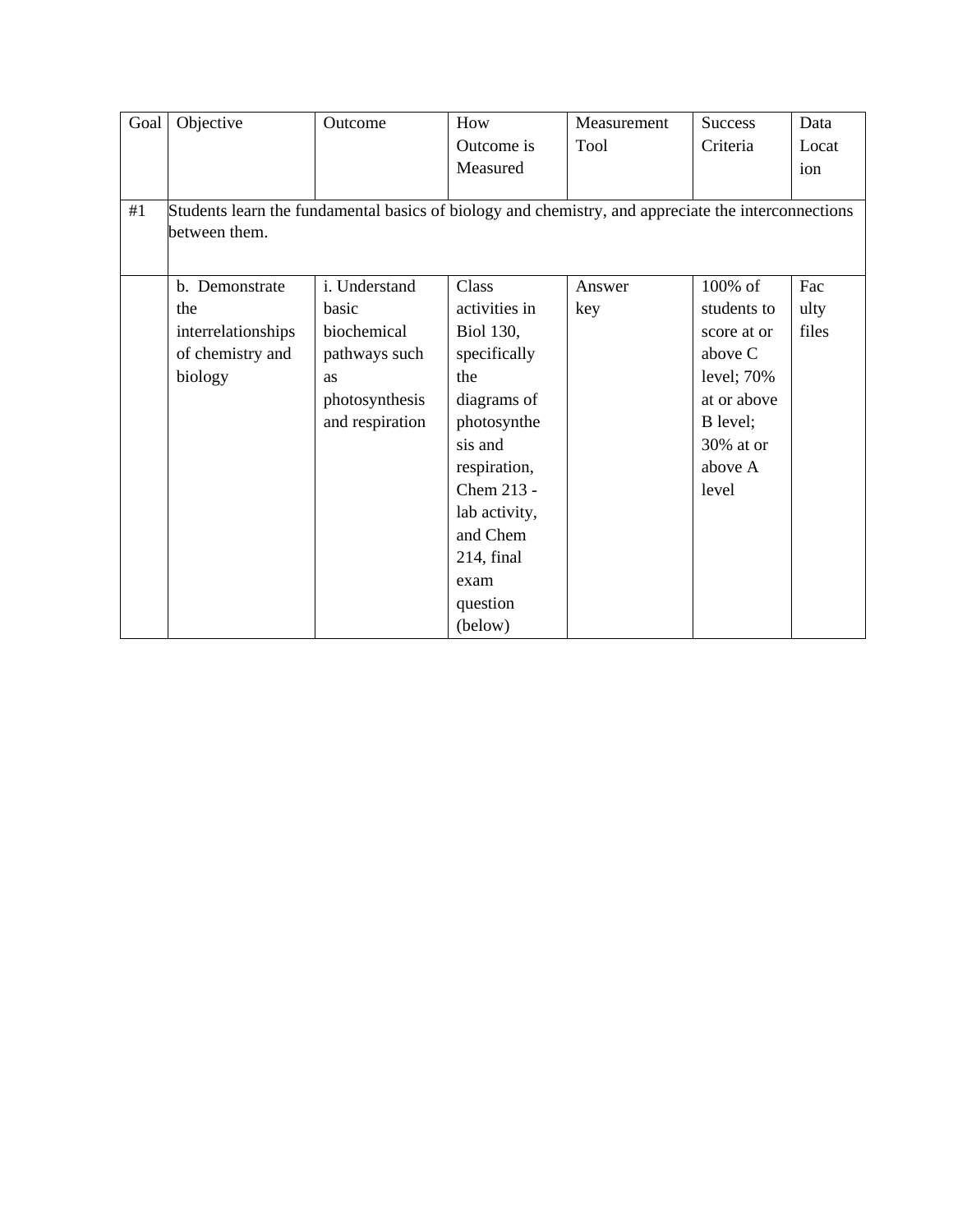| Goal | Objective | Outcome | How Outcome is Measured | Measurement Tool | Success Criteria | Data Location |
|---|---|---|---|---|---|---|
| #1 | Students learn the fundamental basics of biology and chemistry, and appreciate the interconnections between them. | | | | | |
| | b. Demonstrate the interrelationships of chemistry and biology | i. Understand basic biochemical pathways such as photosynthesis and respiration | Class activities in Biol 130, specifically the diagrams of photosynthesis and respiration, Chem 213 - lab activity, and Chem 214, final exam question (below) | Answer key | 100% of students to score at or above C level; 70% at or above B level; 30% at or above A level | Faculty files |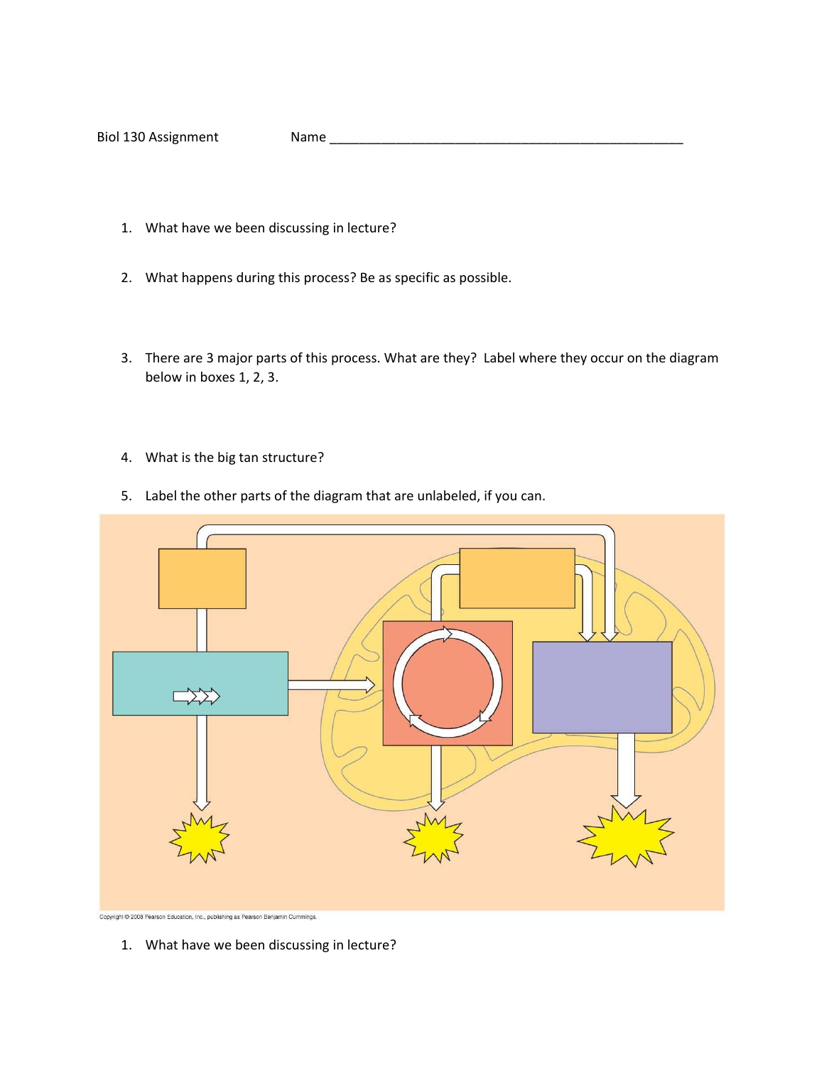Biol 130 Assignment Name ___________________________________________________

1. What have we been discussing in lecture?

2. What happens during this process? Be as specific as possible.

3. There are 3 major parts of this process. What are they? Label where they occur on the diagram below in boxes 1, 2, 3.

4. What is the big tan structure?

5. Label the other parts of the diagram that are unlabeled, if you can.

Copyright © 2008 Pearson Education, Inc., publishing as Pearson Benjamin Cummings.

1. What have we been discussing in lecture?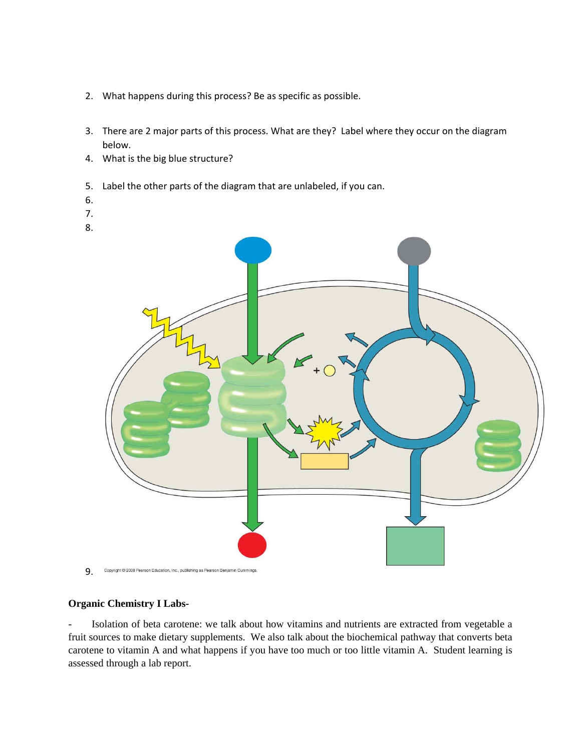2. What happens during this process? Be as specific as possible.

3. There are 2 major parts of this process. What are they? Label where they occur on the diagram below.
4. What is the big blue structure?

5. Label the other parts of the diagram that are unlabeled, if you can.
6. 
7. 
8. 

9. Copyright © 2008 Pearson Education, Inc., publishing as Pearson Benjamin Cummings.

**Organic Chemistry I Labs-**

- Isolation of beta carotene: we talk about how vitamins and nutrients are extracted from vegetable a fruit sources to make dietary supplements. We also talk about the biochemical pathway that converts beta carotene to vitamin A and what happens if you have too much or too little vitamin A. Student learning is assessed through a lab report.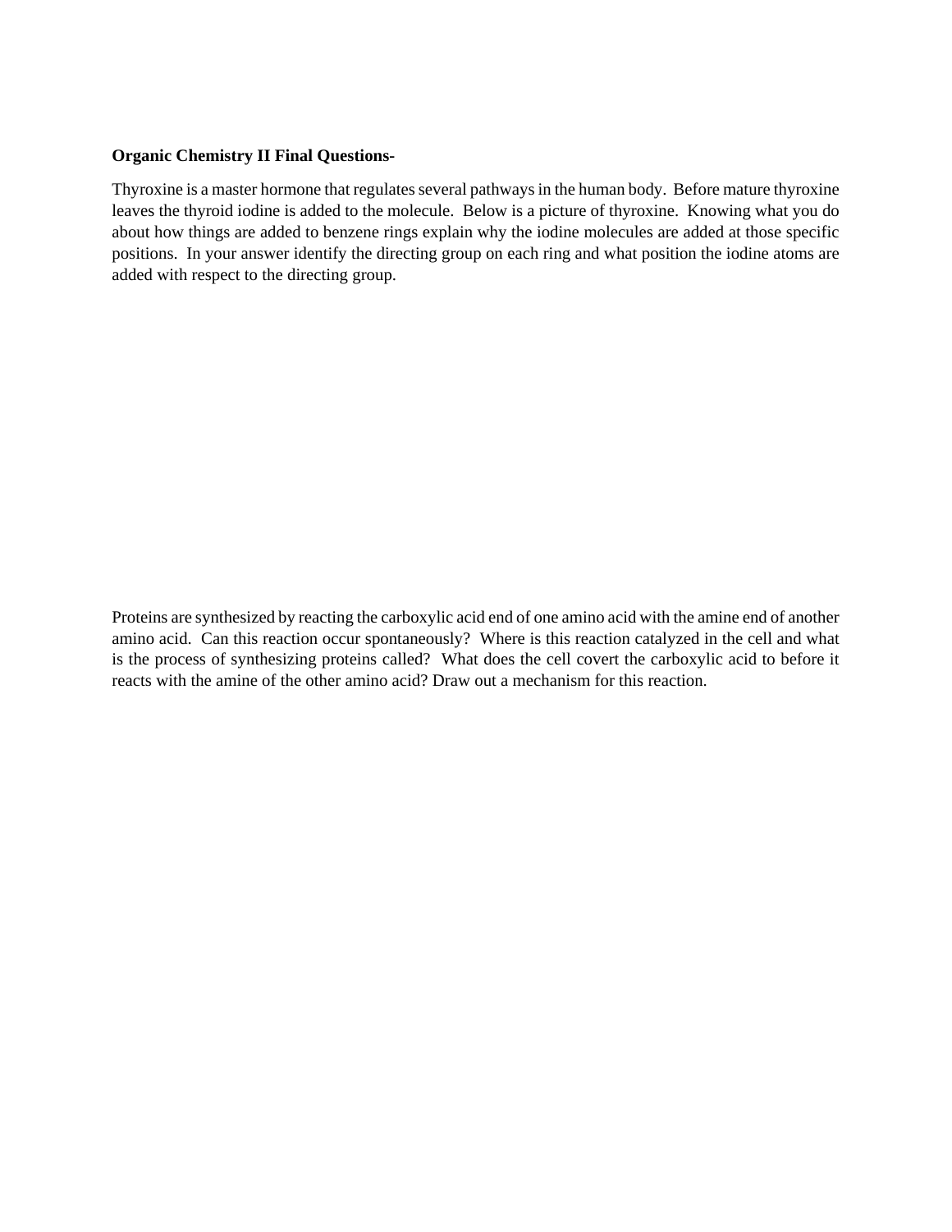**Organic Chemistry II Final Questions-**

Thyroxine is a master hormone that regulates several pathways in the human body. Before mature thyroxine leaves the thyroid iodine is added to the molecule. Below is a picture of thyroxine. Knowing what you do about how things are added to benzene rings explain why the iodine molecules are added at those specific positions. In your answer identify the directing group on each ring and what position the iodine atoms are added with respect to the directing group.

Proteins are synthesized by reacting the carboxylic acid end of one amino acid with the amine end of another amino acid. Can this reaction occur spontaneously? Where is this reaction catalyzed in the cell and what is the process of synthesizing proteins called? What does the cell covert the carboxylic acid to before it reacts with the amine of the other amino acid? Draw out a mechanism for this reaction.